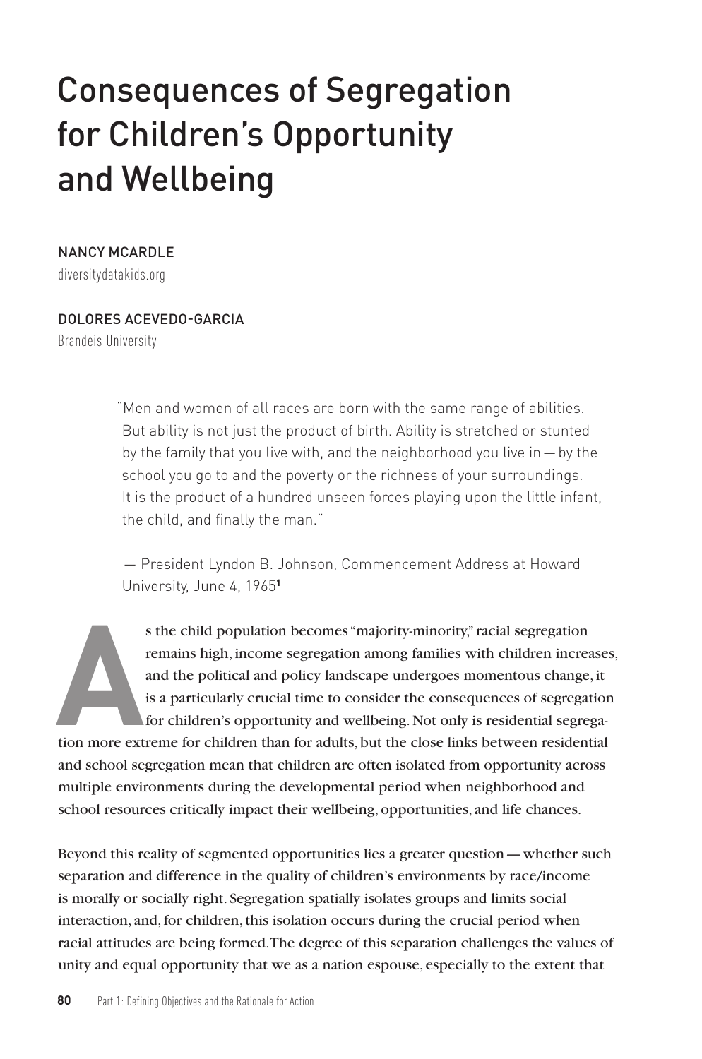# Consequences of Segregation for Children's Opportunity and Wellbeing

NANCY MCARDLE
diversitydatakids.org

DOLORES ACEVEDO-GARCIA
Brandeis University

> "Men and women of all races are born with the same range of abilities. But ability is not just the product of birth. Ability is stretched or stunted by the family that you live with, and the neighborhood you live in — by the school you go to and the poverty or the richness of your surroundings. It is the product of a hundred unseen forces playing upon the little infant, the child, and finally the man."
>
> — President Lyndon B. Johnson, Commencement Address at Howard University, June 4, 1965[1]

As the child population becomes "majority-minority," racial segregation remains high, income segregation among families with children increases, and the political and policy landscape undergoes momentous change, it is a particularly crucial time to consider the consequences of segregation for children's opportunity and wellbeing. Not only is residential segregation more extreme for children than for adults, but the close links between residential and school segregation mean that children are often isolated from opportunity across multiple environments during the developmental period when neighborhood and school resources critically impact their wellbeing, opportunities, and life chances.

Beyond this reality of segmented opportunities lies a greater question — whether such separation and difference in the quality of children's environments by race/income is morally or socially right. Segregation spatially isolates groups and limits social interaction, and, for children, this isolation occurs during the crucial period when racial attitudes are being formed. The degree of this separation challenges the values of unity and equal opportunity that we as a nation espouse, especially to the extent that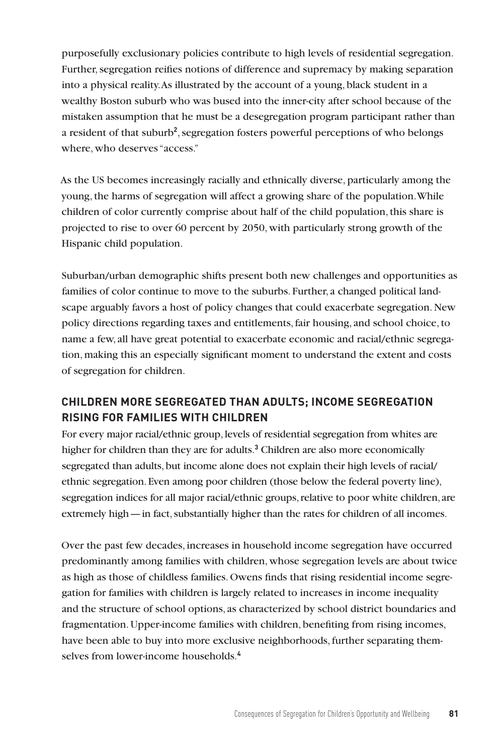purposefully exclusionary policies contribute to high levels of residential segregation. Further, segregation reifies notions of difference and supremacy by making separation into a physical reality. As illustrated by the account of a young, black student in a wealthy Boston suburb who was bused into the inner-city after school because of the mistaken assumption that he must be a desegregation program participant rather than a resident of that suburb[2], segregation fosters powerful perceptions of who belongs where, who deserves "access."

As the US becomes increasingly racially and ethnically diverse, particularly among the young, the harms of segregation will affect a growing share of the population. While children of color currently comprise about half of the child population, this share is projected to rise to over 60 percent by 2050, with particularly strong growth of the Hispanic child population.

Suburban/urban demographic shifts present both new challenges and opportunities as families of color continue to move to the suburbs. Further, a changed political landscape arguably favors a host of policy changes that could exacerbate segregation. New policy directions regarding taxes and entitlements, fair housing, and school choice, to name a few, all have great potential to exacerbate economic and racial/ethnic segregation, making this an especially significant moment to understand the extent and costs of segregation for children.

## CHILDREN MORE SEGREGATED THAN ADULTS; INCOME SEGREGATION RISING FOR FAMILIES WITH CHILDREN

For every major racial/ethnic group, levels of residential segregation from whites are higher for children than they are for adults.[3] Children are also more economically segregated than adults, but income alone does not explain their high levels of racial/ethnic segregation. Even among poor children (those below the federal poverty line), segregation indices for all major racial/ethnic groups, relative to poor white children, are extremely high — in fact, substantially higher than the rates for children of all incomes.

Over the past few decades, increases in household income segregation have occurred predominantly among families with children, whose segregation levels are about twice as high as those of childless families. Owens finds that rising residential income segregation for families with children is largely related to increases in income inequality and the structure of school options, as characterized by school district boundaries and fragmentation. Upper-income families with children, benefiting from rising incomes, have been able to buy into more exclusive neighborhoods, further separating themselves from lower-income households.[4]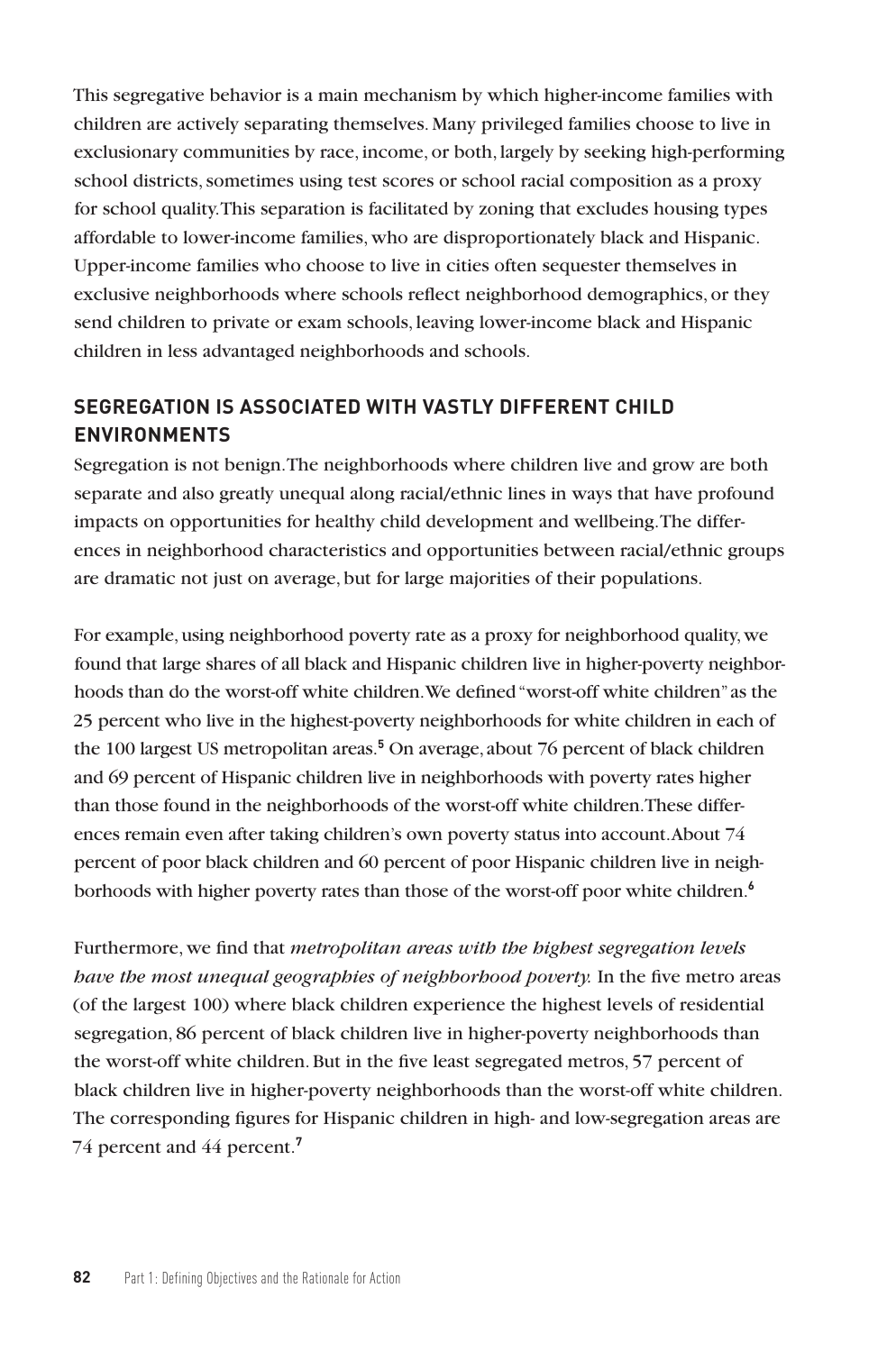This segregative behavior is a main mechanism by which higher-income families with children are actively separating themselves. Many privileged families choose to live in exclusionary communities by race, income, or both, largely by seeking high-performing school districts, sometimes using test scores or school racial composition as a proxy for school quality. This separation is facilitated by zoning that excludes housing types affordable to lower-income families, who are disproportionately black and Hispanic. Upper-income families who choose to live in cities often sequester themselves in exclusive neighborhoods where schools reflect neighborhood demographics, or they send children to private or exam schools, leaving lower-income black and Hispanic children in less advantaged neighborhoods and schools.

## SEGREGATION IS ASSOCIATED WITH VASTLY DIFFERENT CHILD ENVIRONMENTS

Segregation is not benign. The neighborhoods where children live and grow are both separate and also greatly unequal along racial/ethnic lines in ways that have profound impacts on opportunities for healthy child development and wellbeing. The differences in neighborhood characteristics and opportunities between racial/ethnic groups are dramatic not just on average, but for large majorities of their populations.

For example, using neighborhood poverty rate as a proxy for neighborhood quality, we found that large shares of all black and Hispanic children live in higher-poverty neighborhoods than do the worst-off white children. We defined "worst-off white children" as the 25 percent who live in the highest-poverty neighborhoods for white children in each of the 100 largest US metropolitan areas.[5] On average, about 76 percent of black children and 69 percent of Hispanic children live in neighborhoods with poverty rates higher than those found in the neighborhoods of the worst-off white children. These differences remain even after taking children's own poverty status into account. About 74 percent of poor black children and 60 percent of poor Hispanic children live in neighborhoods with higher poverty rates than those of the worst-off poor white children.[6]

Furthermore, we find that *metropolitan areas with the highest segregation levels have the most unequal geographies of neighborhood poverty.* In the five metro areas (of the largest 100) where black children experience the highest levels of residential segregation, 86 percent of black children live in higher-poverty neighborhoods than the worst-off white children. But in the five least segregated metros, 57 percent of black children live in higher-poverty neighborhoods than the worst-off white children. The corresponding figures for Hispanic children in high- and low-segregation areas are 74 percent and 44 percent.[7]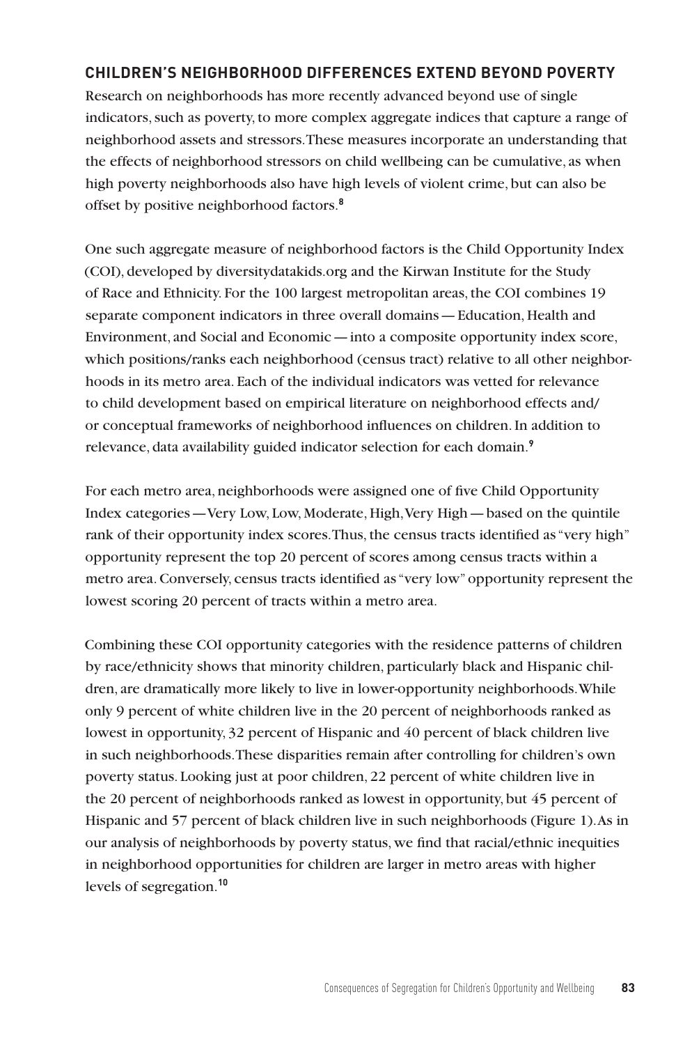## CHILDREN'S NEIGHBORHOOD DIFFERENCES EXTEND BEYOND POVERTY

Research on neighborhoods has more recently advanced beyond use of single indicators, such as poverty, to more complex aggregate indices that capture a range of neighborhood assets and stressors. These measures incorporate an understanding that the effects of neighborhood stressors on child wellbeing can be cumulative, as when high poverty neighborhoods also have high levels of violent crime, but can also be offset by positive neighborhood factors.[8]

One such aggregate measure of neighborhood factors is the Child Opportunity Index (COI), developed by diversitydatakids.org and the Kirwan Institute for the Study of Race and Ethnicity. For the 100 largest metropolitan areas, the COI combines 19 separate component indicators in three overall domains — Education, Health and Environment, and Social and Economic — into a composite opportunity index score, which positions/ranks each neighborhood (census tract) relative to all other neighborhoods in its metro area. Each of the individual indicators was vetted for relevance to child development based on empirical literature on neighborhood effects and/or conceptual frameworks of neighborhood influences on children. In addition to relevance, data availability guided indicator selection for each domain.[9]

For each metro area, neighborhoods were assigned one of five Child Opportunity Index categories — Very Low, Low, Moderate, High, Very High — based on the quintile rank of their opportunity index scores. Thus, the census tracts identified as "very high" opportunity represent the top 20 percent of scores among census tracts within a metro area. Conversely, census tracts identified as "very low" opportunity represent the lowest scoring 20 percent of tracts within a metro area.

Combining these COI opportunity categories with the residence patterns of children by race/ethnicity shows that minority children, particularly black and Hispanic children, are dramatically more likely to live in lower-opportunity neighborhoods. While only 9 percent of white children live in the 20 percent of neighborhoods ranked as lowest in opportunity, 32 percent of Hispanic and 40 percent of black children live in such neighborhoods. These disparities remain after controlling for children's own poverty status. Looking just at poor children, 22 percent of white children live in the 20 percent of neighborhoods ranked as lowest in opportunity, but 45 percent of Hispanic and 57 percent of black children live in such neighborhoods (Figure 1). As in our analysis of neighborhoods by poverty status, we find that racial/ethnic inequities in neighborhood opportunities for children are larger in metro areas with higher levels of segregation.[10]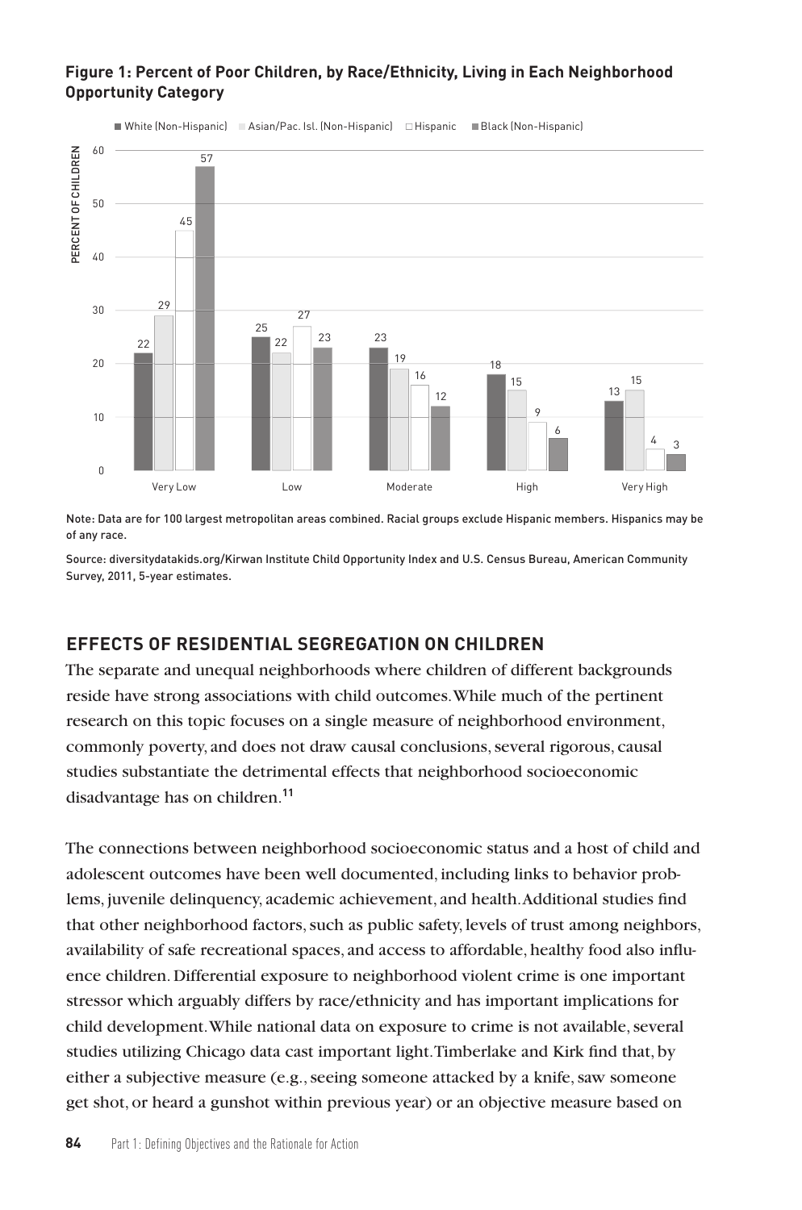**Figure 1: Percent of Poor Children, by Race/Ethnicity, Living in Each Neighborhood Opportunity Category**

| Percent of Children | White (Non-Hispanic) | Asian/Pac. Isl. (Non-Hispanic) | Hispanic | Black (Non-Hispanic) |
|---|---|---|---|---|
| Very Low | 22 | 29 | 45 | 57 |
| Low | 25 | 22 | 27 | 23 |
| Moderate | 23 | 19 | 16 | 12 |
| High | 18 | 15 | 9 | 6 |
| Very High | 13 | 15 | 4 | 3 |

Note: Data are for 100 largest metropolitan areas combined. Racial groups exclude Hispanic members. Hispanics may be of any race.

Source: diversitydatakids.org/Kirwan Institute Child Opportunity Index and U.S. Census Bureau, American Community Survey, 2011, 5-year estimates.

## EFFECTS OF RESIDENTIAL SEGREGATION ON CHILDREN

The separate and unequal neighborhoods where children of different backgrounds reside have strong associations with child outcomes. While much of the pertinent research on this topic focuses on a single measure of neighborhood environment, commonly poverty, and does not draw causal conclusions, several rigorous, causal studies substantiate the detrimental effects that neighborhood socioeconomic disadvantage has on children.[11]

The connections between neighborhood socioeconomic status and a host of child and adolescent outcomes have been well documented, including links to behavior problems, juvenile delinquency, academic achievement, and health. Additional studies find that other neighborhood factors, such as public safety, levels of trust among neighbors, availability of safe recreational spaces, and access to affordable, healthy food also influence children. Differential exposure to neighborhood violent crime is one important stressor which arguably differs by race/ethnicity and has important implications for child development. While national data on exposure to crime is not available, several studies utilizing Chicago data cast important light. Timberlake and Kirk find that, by either a subjective measure (e.g., seeing someone attacked by a knife, saw someone get shot, or heard a gunshot within previous year) or an objective measure based on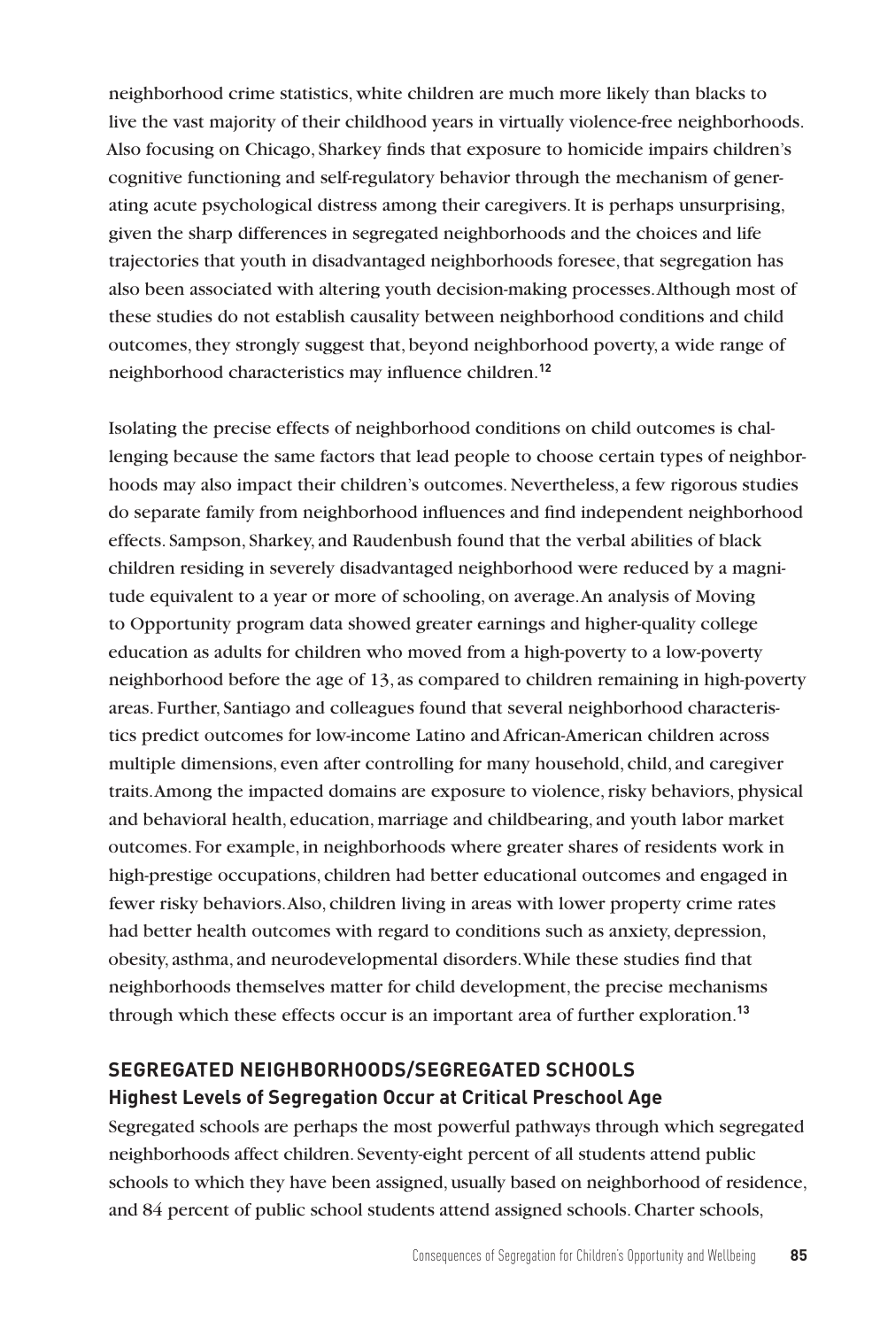neighborhood crime statistics, white children are much more likely than blacks to live the vast majority of their childhood years in virtually violence-free neighborhoods. Also focusing on Chicago, Sharkey finds that exposure to homicide impairs children's cognitive functioning and self-regulatory behavior through the mechanism of generating acute psychological distress among their caregivers. It is perhaps unsurprising, given the sharp differences in segregated neighborhoods and the choices and life trajectories that youth in disadvantaged neighborhoods foresee, that segregation has also been associated with altering youth decision-making processes. Although most of these studies do not establish causality between neighborhood conditions and child outcomes, they strongly suggest that, beyond neighborhood poverty, a wide range of neighborhood characteristics may influence children.[12]

Isolating the precise effects of neighborhood conditions on child outcomes is challenging because the same factors that lead people to choose certain types of neighborhoods may also impact their children's outcomes. Nevertheless, a few rigorous studies do separate family from neighborhood influences and find independent neighborhood effects. Sampson, Sharkey, and Raudenbush found that the verbal abilities of black children residing in severely disadvantaged neighborhood were reduced by a magnitude equivalent to a year or more of schooling, on average. An analysis of Moving to Opportunity program data showed greater earnings and higher-quality college education as adults for children who moved from a high-poverty to a low-poverty neighborhood before the age of 13, as compared to children remaining in high-poverty areas. Further, Santiago and colleagues found that several neighborhood characteristics predict outcomes for low-income Latino and African-American children across multiple dimensions, even after controlling for many household, child, and caregiver traits. Among the impacted domains are exposure to violence, risky behaviors, physical and behavioral health, education, marriage and childbearing, and youth labor market outcomes. For example, in neighborhoods where greater shares of residents work in high-prestige occupations, children had better educational outcomes and engaged in fewer risky behaviors. Also, children living in areas with lower property crime rates had better health outcomes with regard to conditions such as anxiety, depression, obesity, asthma, and neurodevelopmental disorders. While these studies find that neighborhoods themselves matter for child development, the precise mechanisms through which these effects occur is an important area of further exploration.[13]

## SEGREGATED NEIGHBORHOODS/SEGREGATED SCHOOLS

### Highest Levels of Segregation Occur at Critical Preschool Age

Segregated schools are perhaps the most powerful pathways through which segregated neighborhoods affect children. Seventy-eight percent of all students attend public schools to which they have been assigned, usually based on neighborhood of residence, and 84 percent of public school students attend assigned schools. Charter schools,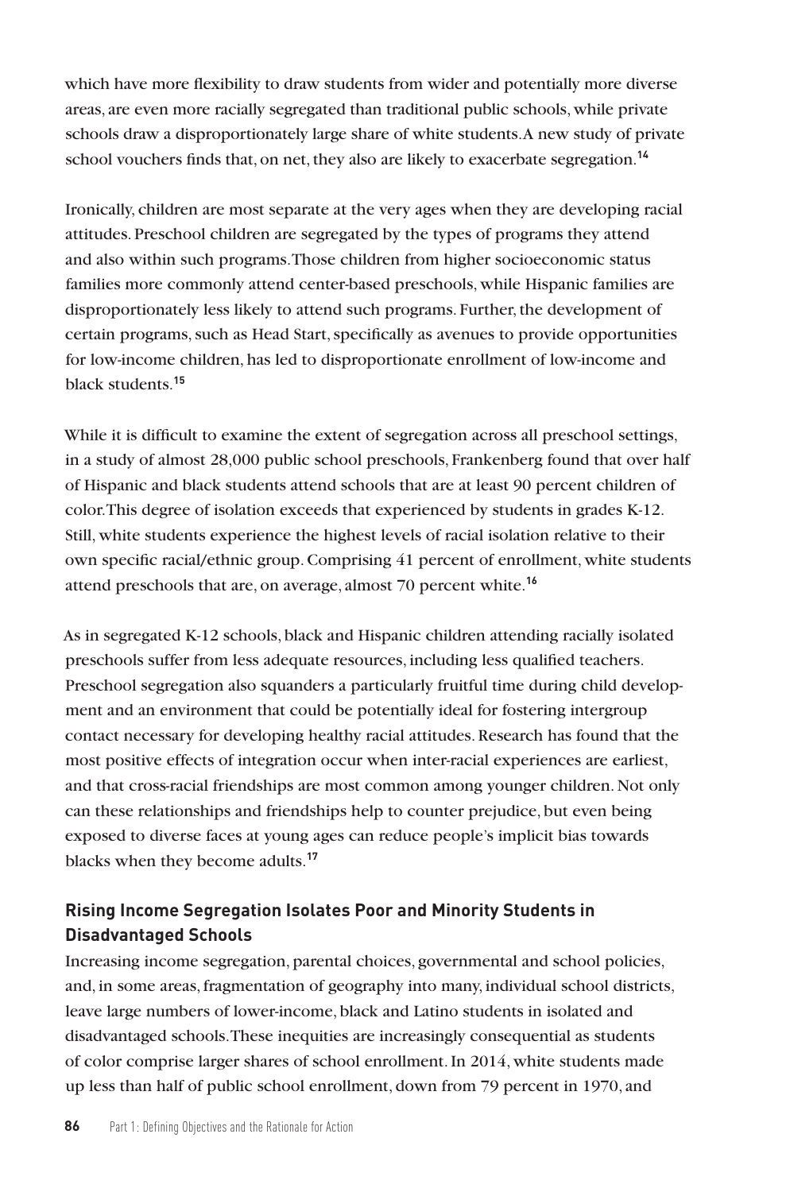which have more flexibility to draw students from wider and potentially more diverse areas, are even more racially segregated than traditional public schools, while private schools draw a disproportionately large share of white students. A new study of private school vouchers finds that, on net, they also are likely to exacerbate segregation.[14]

Ironically, children are most separate at the very ages when they are developing racial attitudes. Preschool children are segregated by the types of programs they attend and also within such programs. Those children from higher socioeconomic status families more commonly attend center-based preschools, while Hispanic families are disproportionately less likely to attend such programs. Further, the development of certain programs, such as Head Start, specifically as avenues to provide opportunities for low-income children, has led to disproportionate enrollment of low-income and black students.[15]

While it is difficult to examine the extent of segregation across all preschool settings, in a study of almost 28,000 public school preschools, Frankenberg found that over half of Hispanic and black students attend schools that are at least 90 percent children of color. This degree of isolation exceeds that experienced by students in grades K-12. Still, white students experience the highest levels of racial isolation relative to their own specific racial/ethnic group. Comprising 41 percent of enrollment, white students attend preschools that are, on average, almost 70 percent white.[16]

As in segregated K-12 schools, black and Hispanic children attending racially isolated preschools suffer from less adequate resources, including less qualified teachers. Preschool segregation also squanders a particularly fruitful time during child development and an environment that could be potentially ideal for fostering intergroup contact necessary for developing healthy racial attitudes. Research has found that the most positive effects of integration occur when inter-racial experiences are earliest, and that cross-racial friendships are most common among younger children. Not only can these relationships and friendships help to counter prejudice, but even being exposed to diverse faces at young ages can reduce people's implicit bias towards blacks when they become adults.[17]

### Rising Income Segregation Isolates Poor and Minority Students in Disadvantaged Schools

Increasing income segregation, parental choices, governmental and school policies, and, in some areas, fragmentation of geography into many, individual school districts, leave large numbers of lower-income, black and Latino students in isolated and disadvantaged schools. These inequities are increasingly consequential as students of color comprise larger shares of school enrollment. In 2014, white students made up less than half of public school enrollment, down from 79 percent in 1970, and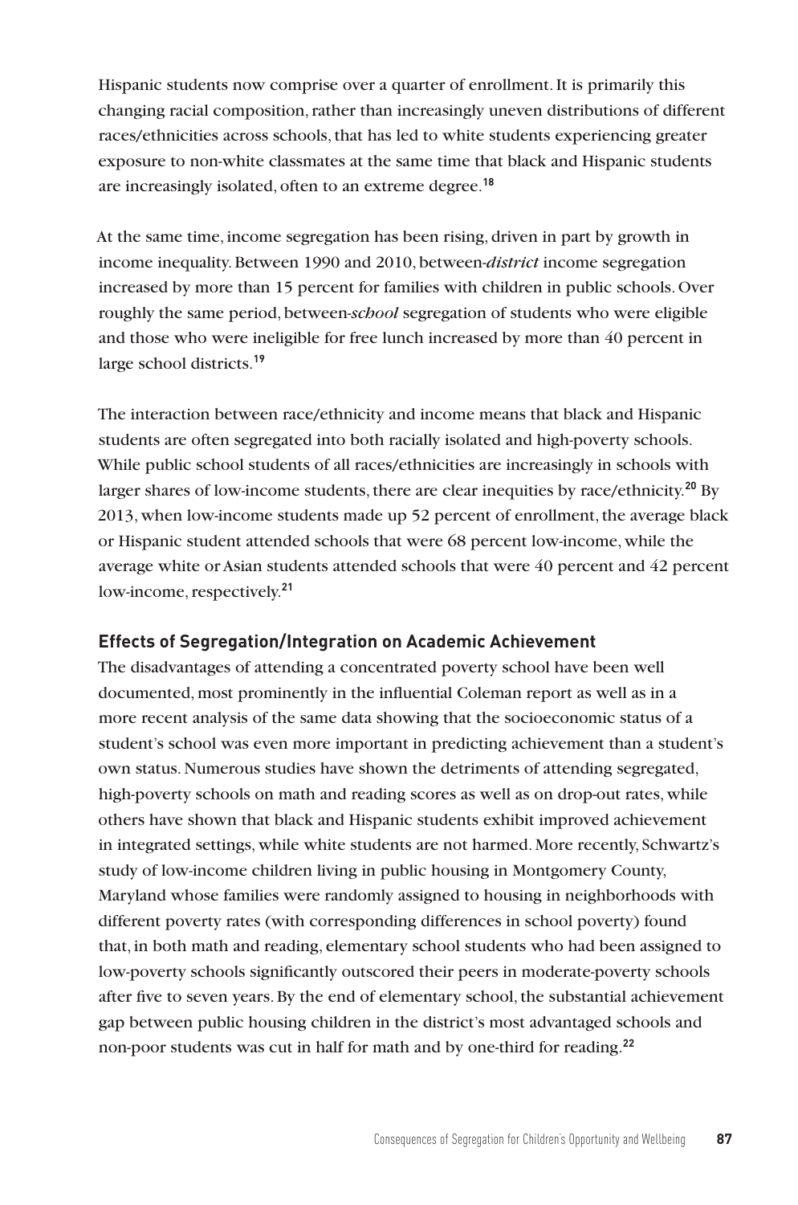Hispanic students now comprise over a quarter of enrollment. It is primarily this changing racial composition, rather than increasingly uneven distributions of different races/ethnicities across schools, that has led to white students experiencing greater exposure to non-white classmates at the same time that black and Hispanic students are increasingly isolated, often to an extreme degree.[18]

At the same time, income segregation has been rising, driven in part by growth in income inequality. Between 1990 and 2010, between-*district* income segregation increased by more than 15 percent for families with children in public schools. Over roughly the same period, between-*school* segregation of students who were eligible and those who were ineligible for free lunch increased by more than 40 percent in large school districts.[19]

The interaction between race/ethnicity and income means that black and Hispanic students are often segregated into both racially isolated and high-poverty schools. While public school students of all races/ethnicities are increasingly in schools with larger shares of low-income students, there are clear inequities by race/ethnicity.[20] By 2013, when low-income students made up 52 percent of enrollment, the average black or Hispanic student attended schools that were 68 percent low-income, while the average white or Asian students attended schools that were 40 percent and 42 percent low-income, respectively.[21]

## Effects of Segregation/Integration on Academic Achievement

The disadvantages of attending a concentrated poverty school have been well documented, most prominently in the influential Coleman report as well as in a more recent analysis of the same data showing that the socioeconomic status of a student's school was even more important in predicting achievement than a student's own status. Numerous studies have shown the detriments of attending segregated, high-poverty schools on math and reading scores as well as on drop-out rates, while others have shown that black and Hispanic students exhibit improved achievement in integrated settings, while white students are not harmed. More recently, Schwartz's study of low-income children living in public housing in Montgomery County, Maryland whose families were randomly assigned to housing in neighborhoods with different poverty rates (with corresponding differences in school poverty) found that, in both math and reading, elementary school students who had been assigned to low-poverty schools significantly outscored their peers in moderate-poverty schools after five to seven years. By the end of elementary school, the substantial achievement gap between public housing children in the district's most advantaged schools and non-poor students was cut in half for math and by one-third for reading.[22]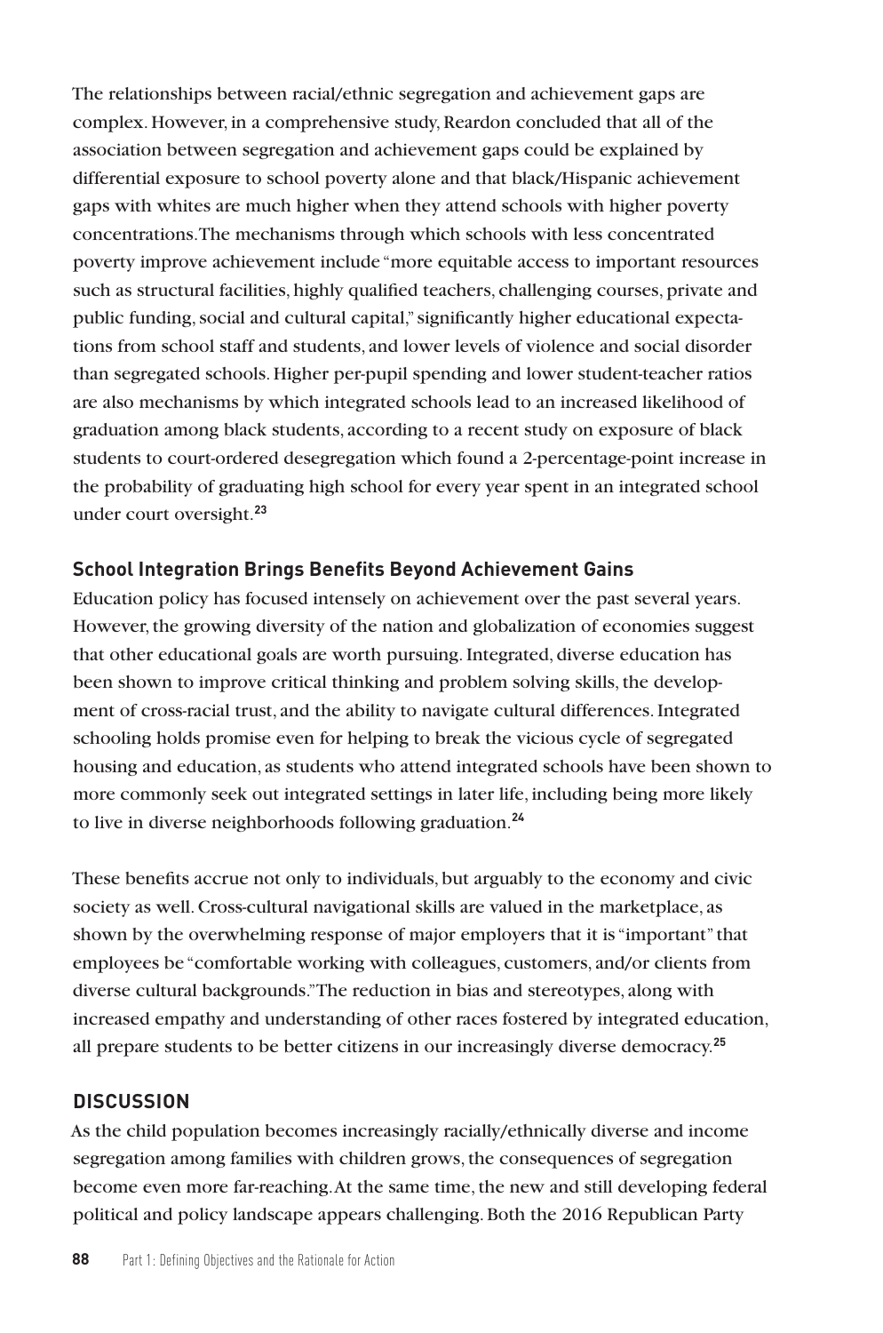The relationships between racial/ethnic segregation and achievement gaps are complex. However, in a comprehensive study, Reardon concluded that all of the association between segregation and achievement gaps could be explained by differential exposure to school poverty alone and that black/Hispanic achievement gaps with whites are much higher when they attend schools with higher poverty concentrations. The mechanisms through which schools with less concentrated poverty improve achievement include "more equitable access to important resources such as structural facilities, highly qualified teachers, challenging courses, private and public funding, social and cultural capital," significantly higher educational expectations from school staff and students, and lower levels of violence and social disorder than segregated schools. Higher per-pupil spending and lower student-teacher ratios are also mechanisms by which integrated schools lead to an increased likelihood of graduation among black students, according to a recent study on exposure of black students to court-ordered desegregation which found a 2-percentage-point increase in the probability of graduating high school for every year spent in an integrated school under court oversight.[23]

### School Integration Brings Benefits Beyond Achievement Gains

Education policy has focused intensely on achievement over the past several years. However, the growing diversity of the nation and globalization of economies suggest that other educational goals are worth pursuing. Integrated, diverse education has been shown to improve critical thinking and problem solving skills, the development of cross-racial trust, and the ability to navigate cultural differences. Integrated schooling holds promise even for helping to break the vicious cycle of segregated housing and education, as students who attend integrated schools have been shown to more commonly seek out integrated settings in later life, including being more likely to live in diverse neighborhoods following graduation.[24]

These benefits accrue not only to individuals, but arguably to the economy and civic society as well. Cross-cultural navigational skills are valued in the marketplace, as shown by the overwhelming response of major employers that it is "important" that employees be "comfortable working with colleagues, customers, and/or clients from diverse cultural backgrounds." The reduction in bias and stereotypes, along with increased empathy and understanding of other races fostered by integrated education, all prepare students to be better citizens in our increasingly diverse democracy.[25]

## DISCUSSION

As the child population becomes increasingly racially/ethnically diverse and income segregation among families with children grows, the consequences of segregation become even more far-reaching. At the same time, the new and still developing federal political and policy landscape appears challenging. Both the 2016 Republican Party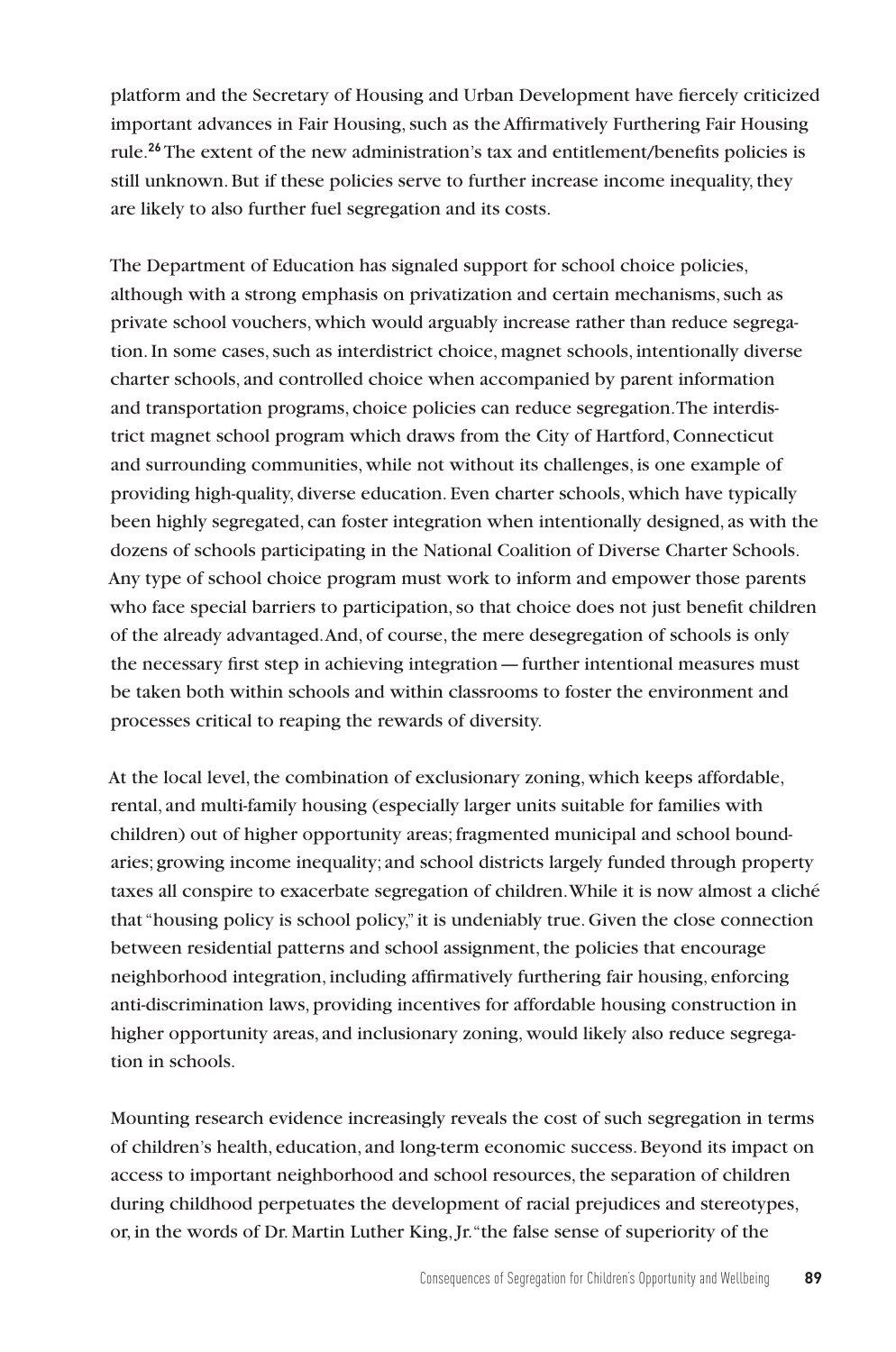platform and the Secretary of Housing and Urban Development have fiercely criticized important advances in Fair Housing, such as the Affirmatively Furthering Fair Housing rule.[26] The extent of the new administration's tax and entitlement/benefits policies is still unknown. But if these policies serve to further increase income inequality, they are likely to also further fuel segregation and its costs.

The Department of Education has signaled support for school choice policies, although with a strong emphasis on privatization and certain mechanisms, such as private school vouchers, which would arguably increase rather than reduce segregation. In some cases, such as interdistrict choice, magnet schools, intentionally diverse charter schools, and controlled choice when accompanied by parent information and transportation programs, choice policies can reduce segregation. The interdistrict magnet school program which draws from the City of Hartford, Connecticut and surrounding communities, while not without its challenges, is one example of providing high-quality, diverse education. Even charter schools, which have typically been highly segregated, can foster integration when intentionally designed, as with the dozens of schools participating in the National Coalition of Diverse Charter Schools. Any type of school choice program must work to inform and empower those parents who face special barriers to participation, so that choice does not just benefit children of the already advantaged. And, of course, the mere desegregation of schools is only the necessary first step in achieving integration — further intentional measures must be taken both within schools and within classrooms to foster the environment and processes critical to reaping the rewards of diversity.

At the local level, the combination of exclusionary zoning, which keeps affordable, rental, and multi-family housing (especially larger units suitable for families with children) out of higher opportunity areas; fragmented municipal and school boundaries; growing income inequality; and school districts largely funded through property taxes all conspire to exacerbate segregation of children. While it is now almost a cliché that "housing policy is school policy," it is undeniably true. Given the close connection between residential patterns and school assignment, the policies that encourage neighborhood integration, including affirmatively furthering fair housing, enforcing anti-discrimination laws, providing incentives for affordable housing construction in higher opportunity areas, and inclusionary zoning, would likely also reduce segregation in schools.

Mounting research evidence increasingly reveals the cost of such segregation in terms of children's health, education, and long-term economic success. Beyond its impact on access to important neighborhood and school resources, the separation of children during childhood perpetuates the development of racial prejudices and stereotypes, or, in the words of Dr. Martin Luther King, Jr. "the false sense of superiority of the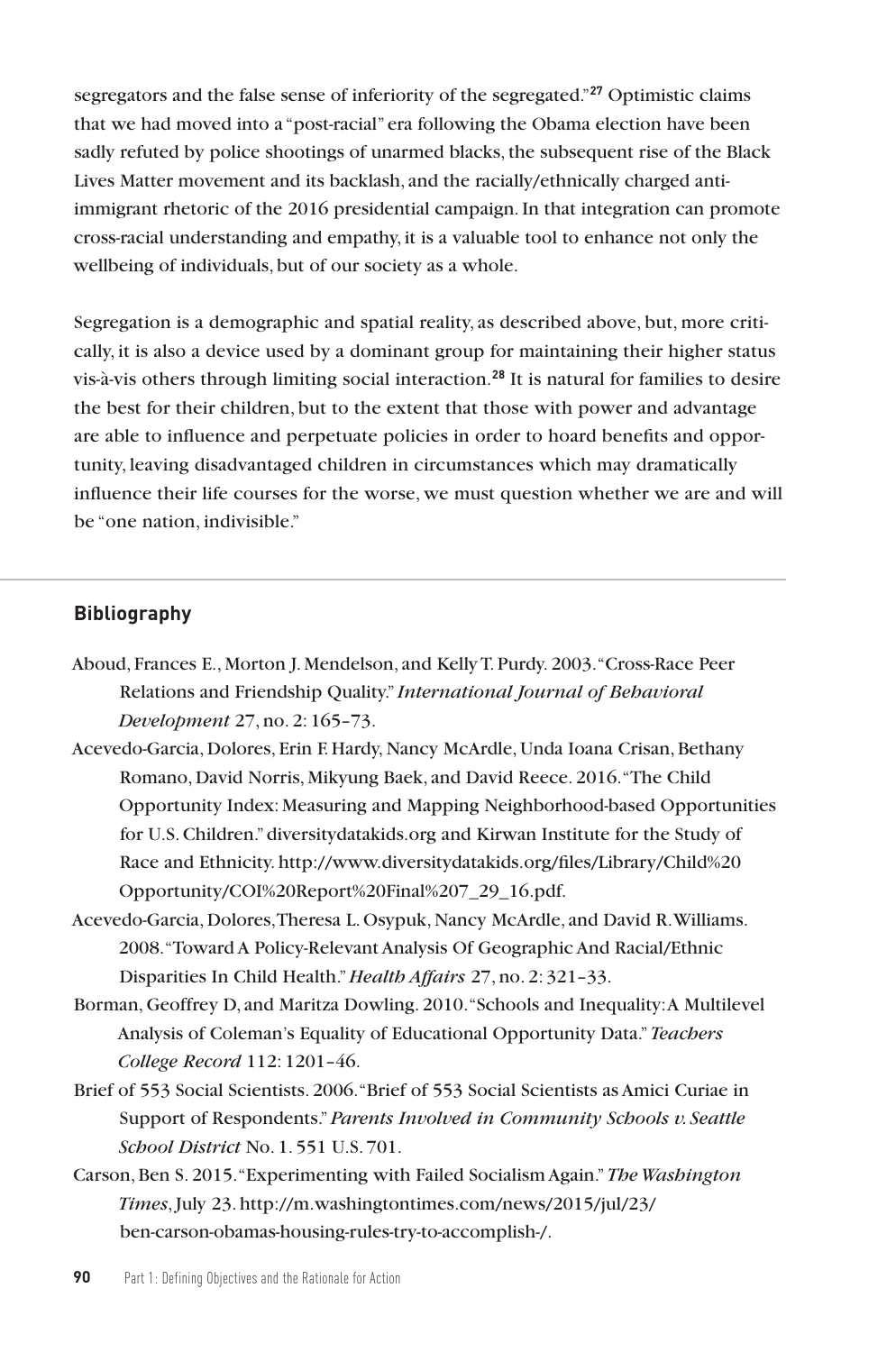segregators and the false sense of inferiority of the segregated."[27] Optimistic claims that we had moved into a "post-racial" era following the Obama election have been sadly refuted by police shootings of unarmed blacks, the subsequent rise of the Black Lives Matter movement and its backlash, and the racially/ethnically charged anti-immigrant rhetoric of the 2016 presidential campaign. In that integration can promote cross-racial understanding and empathy, it is a valuable tool to enhance not only the wellbeing of individuals, but of our society as a whole.

Segregation is a demographic and spatial reality, as described above, but, more critically, it is also a device used by a dominant group for maintaining their higher status vis-à-vis others through limiting social interaction.[28] It is natural for families to desire the best for their children, but to the extent that those with power and advantage are able to influence and perpetuate policies in order to hoard benefits and opportunity, leaving disadvantaged children in circumstances which may dramatically influence their life courses for the worse, we must question whether we are and will be "one nation, indivisible."

## Bibliography

Aboud, Frances E., Morton J. Mendelson, and Kelly T. Purdy. 2003. "Cross-Race Peer Relations and Friendship Quality." *International Journal of Behavioral Development* 27, no. 2: 165–73.

Acevedo-Garcia, Dolores, Erin F. Hardy, Nancy McArdle, Unda Ioana Crisan, Bethany Romano, David Norris, Mikyung Baek, and David Reece. 2016. "The Child Opportunity Index: Measuring and Mapping Neighborhood-based Opportunities for U.S. Children." diversitydatakids.org and Kirwan Institute for the Study of Race and Ethnicity. http://www.diversitydatakids.org/files/Library/Child%20Opportunity/COI%20Report%20Final%207_29_16.pdf.

Acevedo-Garcia, Dolores, Theresa L. Osypuk, Nancy McArdle, and David R. Williams. 2008. "Toward A Policy-Relevant Analysis Of Geographic And Racial/Ethnic Disparities In Child Health." *Health Affairs* 27, no. 2: 321–33.

Borman, Geoffrey D, and Maritza Dowling. 2010. "Schools and Inequality: A Multilevel Analysis of Coleman's Equality of Educational Opportunity Data." *Teachers College Record* 112: 1201–46.

Brief of 553 Social Scientists. 2006. "Brief of 553 Social Scientists as Amici Curiae in Support of Respondents." *Parents Involved in Community Schools v. Seattle School District* No. 1. 551 U.S. 701.

Carson, Ben S. 2015. "Experimenting with Failed Socialism Again." *The Washington Times*, July 23. http://m.washingtontimes.com/news/2015/jul/23/ben-carson-obamas-housing-rules-try-to-accomplish-/.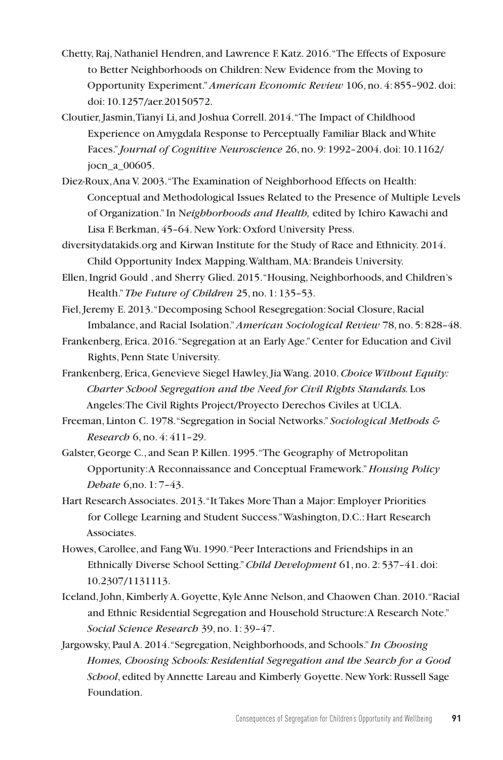Chetty, Raj, Nathaniel Hendren, and Lawrence F. Katz. 2016. "The Effects of Exposure to Better Neighborhoods on Children: New Evidence from the Moving to Opportunity Experiment." *American Economic Review* 106, no. 4: 855–902. doi: doi: 10.1257/aer.20150572.

Cloutier, Jasmin, Tianyi Li, and Joshua Correll. 2014. "The Impact of Childhood Experience on Amygdala Response to Perceptually Familiar Black and White Faces." *Journal of Cognitive Neuroscience* 26, no. 9: 1992–2004. doi: 10.1162/jocn_a_00605.

Diez-Roux, Ana V. 2003. "The Examination of Neighborhood Effects on Health: Conceptual and Methodological Issues Related to the Presence of Multiple Levels of Organization." In N*eighborhoods and Health,* edited by Ichiro Kawachi and Lisa F. Berkman, 45–64. New York: Oxford University Press.

diversitydatakids.org and Kirwan Institute for the Study of Race and Ethnicity. 2014. Child Opportunity Index Mapping. Waltham, MA: Brandeis University.

Ellen, Ingrid Gould , and Sherry Glied. 2015. "Housing, Neighborhoods, and Children's Health." *The Future of Children* 25, no. 1: 135–53.

Fiel, Jeremy E. 2013. "Decomposing School Resegregation: Social Closure, Racial Imbalance, and Racial Isolation." *American Sociological Review* 78, no. 5: 828–48.

Frankenberg, Erica. 2016. "Segregation at an Early Age." Center for Education and Civil Rights, Penn State University.

Frankenberg, Erica, Genevieve Siegel Hawley, Jia Wang. 2010. *Choice Without Equity: Charter School Segregation and the Need for Civil Rights Standards.* Los Angeles: The Civil Rights Project/Proyecto Derechos Civiles at UCLA.

Freeman, Linton C. 1978. "Segregation in Social Networks." *Sociological Methods & Research* 6, no. 4: 411–29.

Galster, George C., and Sean P. Killen. 1995. "The Geography of Metropolitan Opportunity: A Reconnaissance and Conceptual Framework." *Housing Policy Debate* 6,no. 1: 7–43.

Hart Research Associates. 2013. "It Takes More Than a Major: Employer Priorities for College Learning and Student Success." Washington, D.C.: Hart Research Associates.

Howes, Carollee, and Fang Wu. 1990. "Peer Interactions and Friendships in an Ethnically Diverse School Setting." *Child Development* 61, no. 2: 537–41. doi: 10.2307/1131113.

Iceland, John, Kimberly A. Goyette, Kyle Anne Nelson, and Chaowen Chan. 2010. "Racial and Ethnic Residential Segregation and Household Structure: A Research Note." *Social Science Research* 39, no. 1: 39–47.

Jargowsky, Paul A. 2014. "Segregation, Neighborhoods, and Schools." *In Choosing Homes, Choosing Schools: Residential Segregation and the Search for a Good School*, edited by Annette Lareau and Kimberly Goyette. New York: Russell Sage Foundation.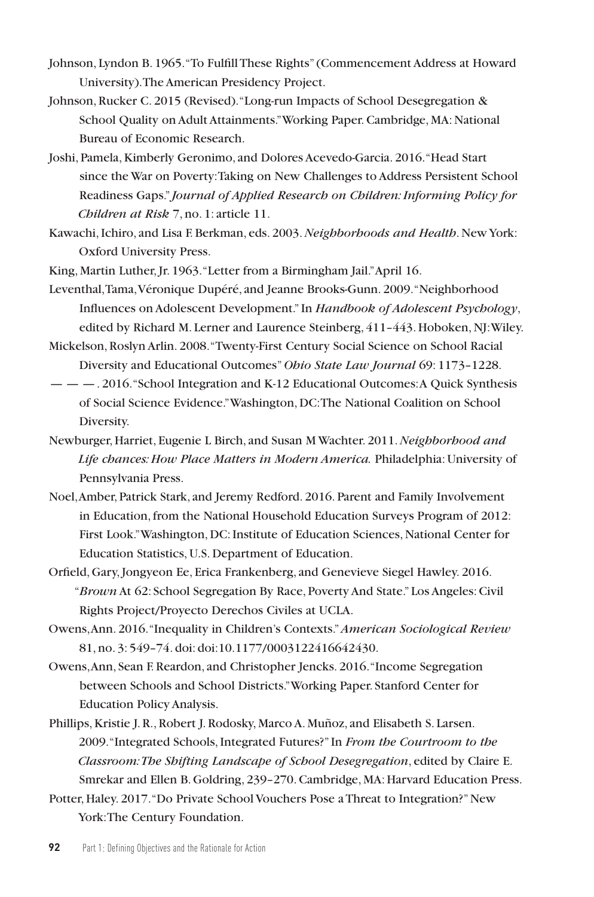Johnson, Lyndon B. 1965. "To Fulfill These Rights" (Commencement Address at Howard University). The American Presidency Project.

Johnson, Rucker C. 2015 (Revised). "Long-run Impacts of School Desegregation & School Quality on Adult Attainments." Working Paper. Cambridge, MA: National Bureau of Economic Research.

Joshi, Pamela, Kimberly Geronimo, and Dolores Acevedo-Garcia. 2016. "Head Start since the War on Poverty: Taking on New Challenges to Address Persistent School Readiness Gaps." *Journal of Applied Research on Children: Informing Policy for Children at Risk* 7, no. 1: article 11.

Kawachi, Ichiro, and Lisa F. Berkman, eds. 2003. *Neighborhoods and Health*. New York: Oxford University Press.

King, Martin Luther, Jr. 1963. "Letter from a Birmingham Jail." April 16.

Leventhal, Tama, Véronique Dupéré, and Jeanne Brooks-Gunn. 2009. "Neighborhood Influences on Adolescent Development." In *Handbook of Adolescent Psychology*, edited by Richard M. Lerner and Laurence Steinberg, 411–443. Hoboken, NJ: Wiley.

Mickelson, Roslyn Arlin. 2008. "Twenty-First Century Social Science on School Racial Diversity and Educational Outcomes" *Ohio State Law Journal* 69: 1173–1228.

— — —. 2016. "School Integration and K-12 Educational Outcomes: A Quick Synthesis of Social Science Evidence." Washington, DC: The National Coalition on School Diversity.

Newburger, Harriet, Eugenie L Birch, and Susan M Wachter. 2011. *Neighborhood and Life chances: How Place Matters in Modern America.* Philadelphia: University of Pennsylvania Press.

Noel, Amber, Patrick Stark, and Jeremy Redford. 2016. Parent and Family Involvement in Education, from the National Household Education Surveys Program of 2012: First Look." Washington, DC: Institute of Education Sciences, National Center for Education Statistics, U.S. Department of Education.

Orfield, Gary, Jongyeon Ee, Erica Frankenberg, and Genevieve Siegel Hawley. 2016. "*Brown* At 62: School Segregation By Race, Poverty And State." Los Angeles: Civil Rights Project/Proyecto Derechos Civiles at UCLA.

Owens, Ann. 2016. "Inequality in Children's Contexts." *American Sociological Review* 81, no. 3: 549–74. doi: doi:10.1177/0003122416642430.

Owens, Ann, Sean F. Reardon, and Christopher Jencks. 2016. "Income Segregation between Schools and School Districts." Working Paper. Stanford Center for Education Policy Analysis.

Phillips, Kristie J. R., Robert J. Rodosky, Marco A. Muñoz, and Elisabeth S. Larsen. 2009. "Integrated Schools, Integrated Futures?" In *From the Courtroom to the Classroom: The Shifting Landscape of School Desegregation*, edited by Claire E. Smrekar and Ellen B. Goldring, 239–270. Cambridge, MA: Harvard Education Press.

Potter, Haley. 2017. "Do Private School Vouchers Pose a Threat to Integration?" New York: The Century Foundation.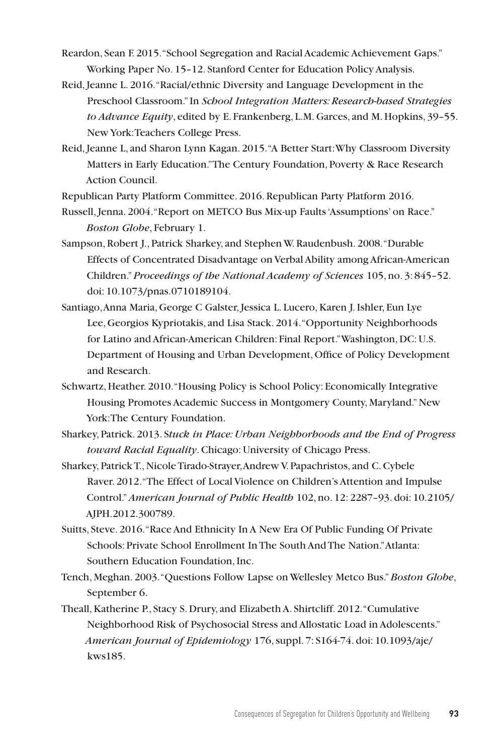Reardon, Sean F. 2015. "School Segregation and Racial Academic Achievement Gaps." Working Paper No. 15–12. Stanford Center for Education Policy Analysis.

Reid, Jeanne L. 2016. "Racial/ethnic Diversity and Language Development in the Preschool Classroom." In *School Integration Matters: Research-based Strategies to Advance Equity*, edited by E. Frankenberg, L.M. Garces, and M. Hopkins, 39–55. New York: Teachers College Press.

Reid, Jeanne L, and Sharon Lynn Kagan. 2015. "A Better Start: Why Classroom Diversity Matters in Early Education." The Century Foundation, Poverty & Race Research Action Council.

Republican Party Platform Committee. 2016. Republican Party Platform 2016.

Russell, Jenna. 2004. "Report on METCO Bus Mix-up Faults 'Assumptions' on Race." *Boston Globe*, February 1.

Sampson, Robert J., Patrick Sharkey, and Stephen W. Raudenbush. 2008. "Durable Effects of Concentrated Disadvantage on Verbal Ability among African-American Children." *Proceedings of the National Academy of Sciences* 105, no. 3: 845–52. doi: 10.1073/pnas.0710189104.

Santiago, Anna Maria, George C Galster, Jessica L. Lucero, Karen J. Ishler, Eun Lye Lee, Georgios Kypriotakis, and Lisa Stack. 2014. "Opportunity Neighborhoods for Latino and African-American Children: Final Report." Washington, DC: U.S. Department of Housing and Urban Development, Office of Policy Development and Research.

Schwartz, Heather. 2010. "Housing Policy is School Policy: Economically Integrative Housing Promotes Academic Success in Montgomery County, Maryland." New York: The Century Foundation.

Sharkey, Patrick. 2013. *Stuck in Place: Urban Neighborhoods and the End of Progress toward Racial Equality*. Chicago: University of Chicago Press.

Sharkey, Patrick T., Nicole Tirado-Strayer, Andrew V. Papachristos, and C. Cybele Raver. 2012. "The Effect of Local Violence on Children's Attention and Impulse Control." *American Journal of Public Health* 102, no. 12: 2287–93. doi: 10.2105/AJPH.2012.300789.

Suitts, Steve. 2016. "Race And Ethnicity In A New Era Of Public Funding Of Private Schools: Private School Enrollment In The South And The Nation." Atlanta: Southern Education Foundation, Inc.

Tench, Meghan. 2003. "Questions Follow Lapse on Wellesley Metco Bus." *Boston Globe*, September 6.

Theall, Katherine P., Stacy S. Drury, and Elizabeth A. Shirtcliff. 2012. "Cumulative Neighborhood Risk of Psychosocial Stress and Allostatic Load in Adolescents." *American Journal of Epidemiology* 176, suppl. 7: S164-74. doi: 10.1093/aje/kws185.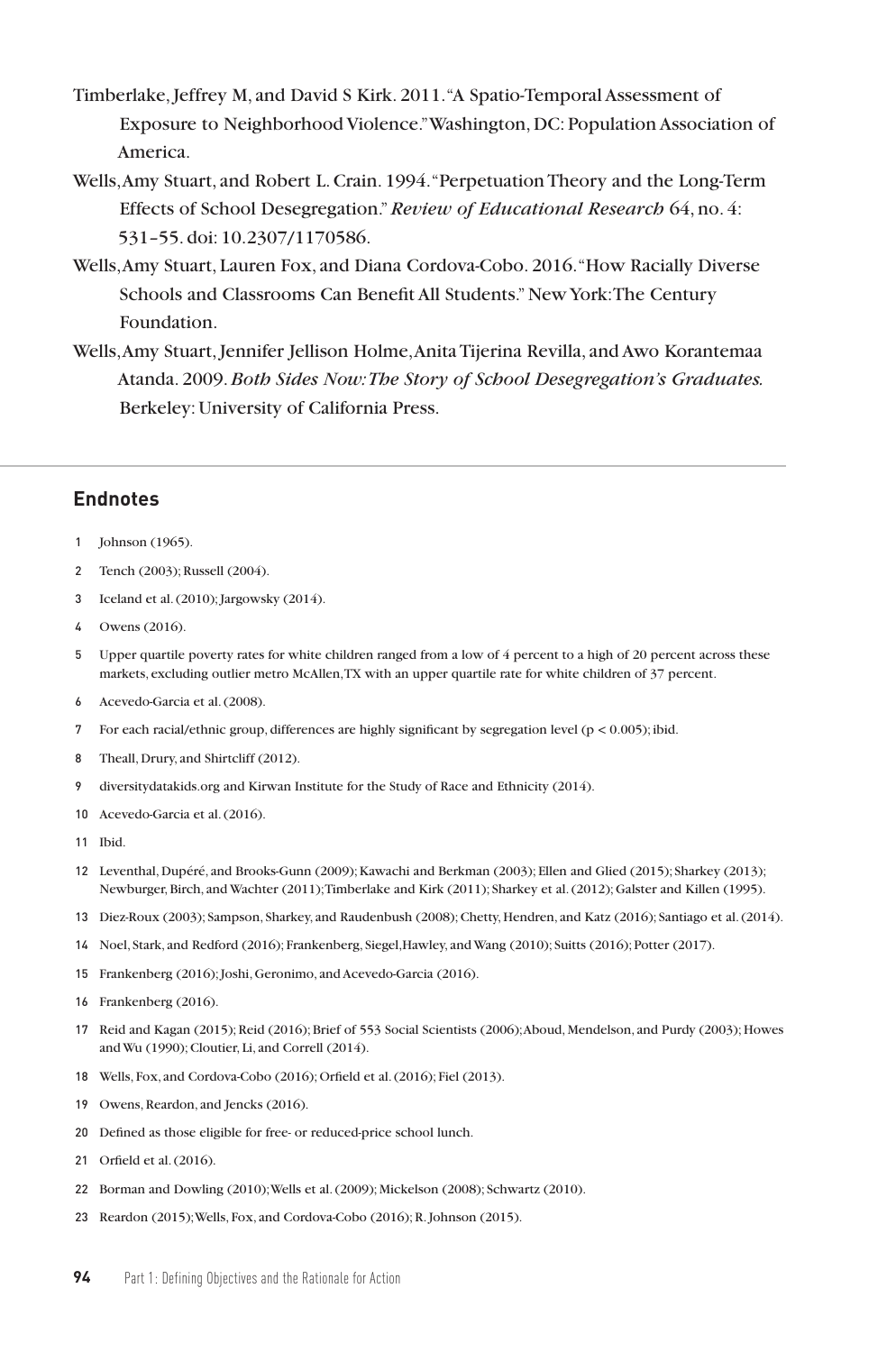Timberlake, Jeffrey M, and David S Kirk. 2011. "A Spatio-Temporal Assessment of Exposure to Neighborhood Violence." Washington, DC: Population Association of America.

Wells, Amy Stuart, and Robert L. Crain. 1994. "Perpetuation Theory and the Long-Term Effects of School Desegregation." *Review of Educational Research* 64, no. 4: 531–55. doi: 10.2307/1170586.

Wells, Amy Stuart, Lauren Fox, and Diana Cordova-Cobo. 2016. "How Racially Diverse Schools and Classrooms Can Benefit All Students." New York: The Century Foundation.

Wells, Amy Stuart, Jennifer Jellison Holme, Anita Tijerina Revilla, and Awo Korantemaa Atanda. 2009. *Both Sides Now: The Story of School Desegregation's Graduates.* Berkeley: University of California Press.

## Endnotes

1. Johnson (1965).
2. Tench (2003); Russell (2004).
3. Iceland et al. (2010); Jargowsky (2014).
4. Owens (2016).
5. Upper quartile poverty rates for white children ranged from a low of 4 percent to a high of 20 percent across these markets, excluding outlier metro McAllen, TX with an upper quartile rate for white children of 37 percent.
6. Acevedo-Garcia et al. (2008).
7. For each racial/ethnic group, differences are highly significant by segregation level ($p < 0.005$); ibid.
8. Theall, Drury, and Shirtcliff (2012).
9. diversitydatakids.org and Kirwan Institute for the Study of Race and Ethnicity (2014).
10. Acevedo-Garcia et al. (2016).
11. Ibid.
12. Leventhal, Dupéré, and Brooks-Gunn (2009); Kawachi and Berkman (2003); Ellen and Glied (2015); Sharkey (2013); Newburger, Birch, and Wachter (2011); Timberlake and Kirk (2011); Sharkey et al. (2012); Galster and Killen (1995).
13. Diez-Roux (2003); Sampson, Sharkey, and Raudenbush (2008); Chetty, Hendren, and Katz (2016); Santiago et al. (2014).
14. Noel, Stark, and Redford (2016); Frankenberg, Siegel, Hawley, and Wang (2010); Suitts (2016); Potter (2017).
15. Frankenberg (2016); Joshi, Geronimo, and Acevedo-Garcia (2016).
16. Frankenberg (2016).
17. Reid and Kagan (2015); Reid (2016); Brief of 553 Social Scientists (2006); Aboud, Mendelson, and Purdy (2003); Howes and Wu (1990); Cloutier, Li, and Correll (2014).
18. Wells, Fox, and Cordova-Cobo (2016); Orfield et al. (2016); Fiel (2013).
19. Owens, Reardon, and Jencks (2016).
20. Defined as those eligible for free- or reduced-price school lunch.
21. Orfield et al. (2016).
22. Borman and Dowling (2010); Wells et al. (2009); Mickelson (2008); Schwartz (2010).
23. Reardon (2015); Wells, Fox, and Cordova-Cobo (2016); R. Johnson (2015).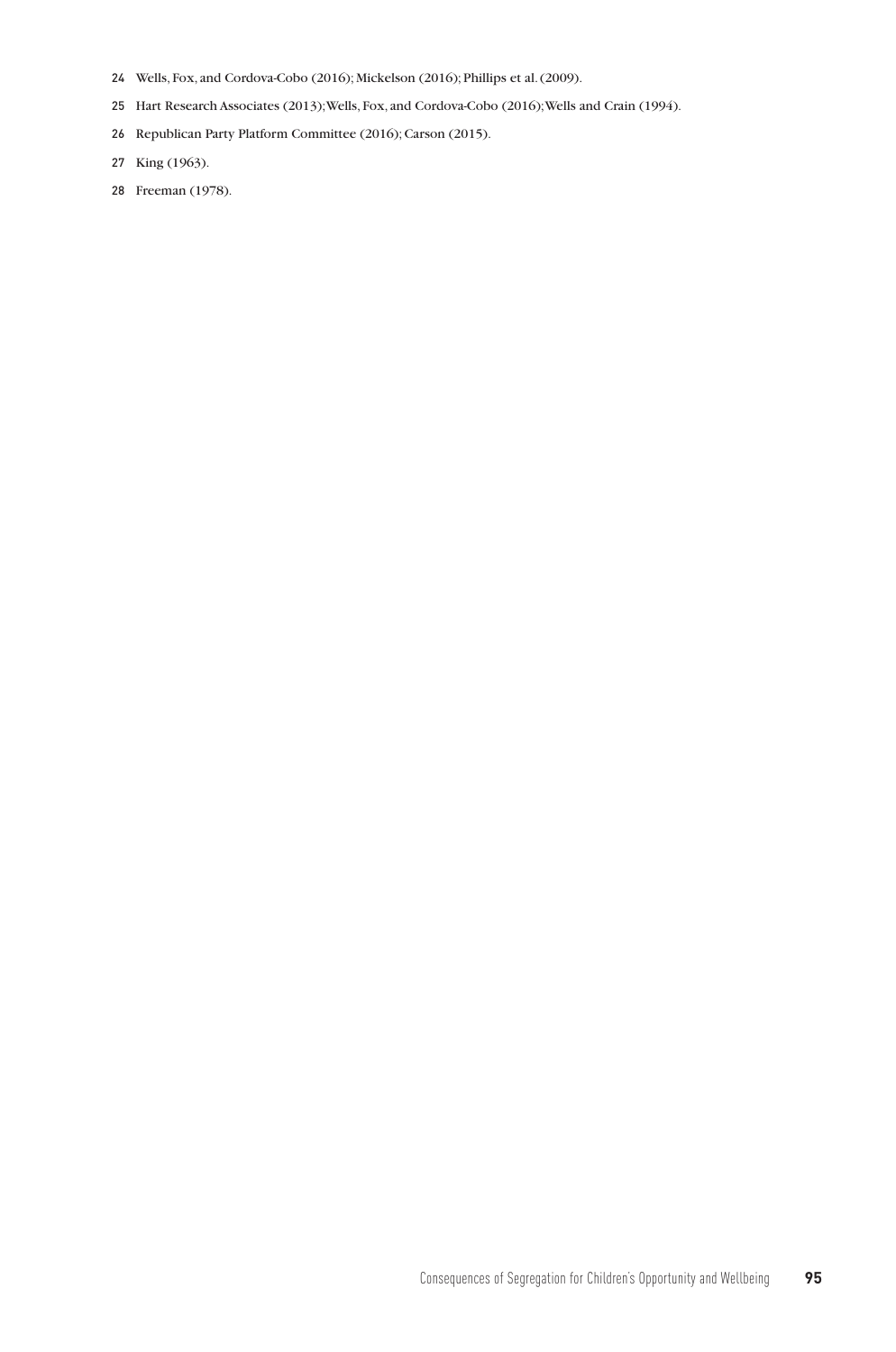24 Wells, Fox, and Cordova-Cobo (2016); Mickelson (2016); Phillips et al. (2009).

25 Hart Research Associates (2013); Wells, Fox, and Cordova-Cobo (2016); Wells and Crain (1994).

26 Republican Party Platform Committee (2016); Carson (2015).

27 King (1963).

28 Freeman (1978).